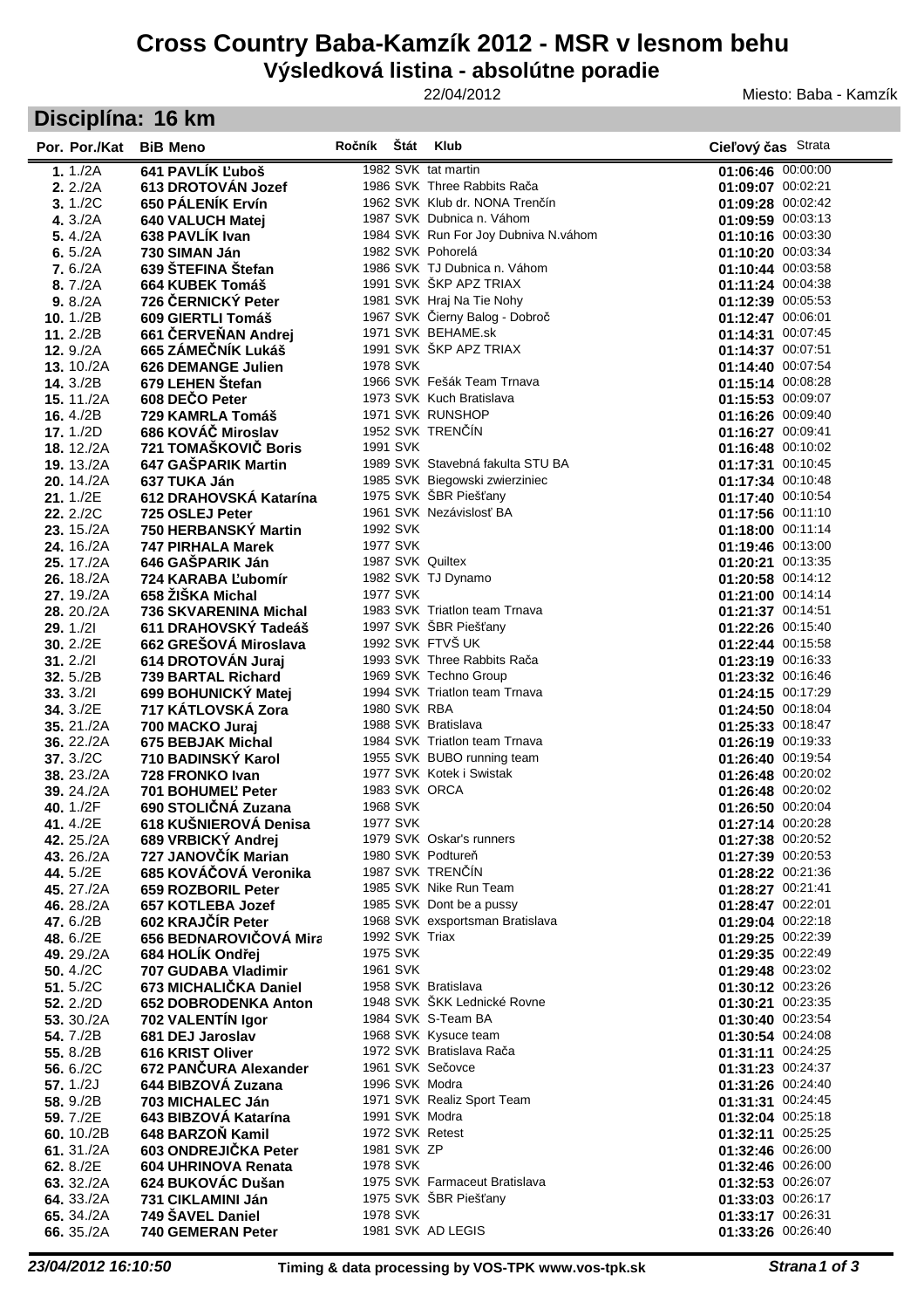# Cross Country Baba-Kamzík 2012 - MSR v lesnom behu

## Výsledková listina - absolútne poradie

22/04/2012 Miesto: Baba - Kamzík

## Disciplína: 16 km

| Por. | Por./Kat | BiB | Meno | Ročník | Štát | Klub | Cieľový čas | Strata |
|---|---|---|---|---|---|---|---|---|
| 1. | 1./2A | 641 | PAVLÍK Ľuboš | 1982 | SVK | tat martin | 01:06:46 | 00:00:00 |
| 2. | 2./2A | 613 | DROTOVÁN Jozef | 1986 | SVK | Three Rabbits Rača | 01:09:07 | 00:02:21 |
| 3. | 1./2C | 650 | PÁLENÍK Ervín | 1962 | SVK | Klub dr. NONA Trenčín | 01:09:28 | 00:02:42 |
| 4. | 3./2A | 640 | VALUCH Matej | 1987 | SVK | Dubnica n. Váhom | 01:09:59 | 00:03:13 |
| 5. | 4./2A | 638 | PAVLÍK Ivan | 1984 | SVK | Run For Joy Dubniva N.váhom | 01:10:16 | 00:03:30 |
| 6. | 5./2A | 730 | SIMAN Ján | 1982 | SVK | Pohorelá | 01:10:20 | 00:03:34 |
| 7. | 6./2A | 639 | ŠTEFINA Štefan | 1986 | SVK | TJ Dubnica n. Váhom | 01:10:44 | 00:03:58 |
| 8. | 7./2A | 664 | KUBEK Tomáš | 1991 | SVK | ŠKP APZ TRIAX | 01:11:24 | 00:04:38 |
| 9. | 8./2A | 726 | ČERNICKÝ Peter | 1981 | SVK | Hraj Na Tie Nohy | 01:12:39 | 00:05:53 |
| 10. | 1./2B | 609 | GIERTLI Tomáš | 1967 | SVK | Čierny Balog - Dobroč | 01:12:47 | 00:06:01 |
| 11. | 2./2B | 661 | ČERVEŇAN Andrej | 1971 | SVK | BEHAME.sk | 01:14:31 | 00:07:45 |
| 12. | 9./2A | 665 | ZÁMEČNÍK Lukáš | 1991 | SVK | ŠKP APZ TRIAX | 01:14:37 | 00:07:51 |
| 13. | 10./2A | 626 | DEMANGE Julien | 1978 | SVK | | 01:14:40 | 00:07:54 |
| 14. | 3./2B | 679 | LEHEN Štefan | 1966 | SVK | Fešák Team Trnava | 01:15:14 | 00:08:28 |
| 15. | 11./2A | 608 | DEČO Peter | 1973 | SVK | Kuch Bratislava | 01:15:53 | 00:09:07 |
| 16. | 4./2B | 729 | KAMRLA Tomáš | 1971 | SVK | RUNSHOP | 01:16:26 | 00:09:40 |
| 17. | 1./2D | 686 | KOVÁČ Miroslav | 1952 | SVK | TRENČÍN | 01:16:27 | 00:09:41 |
| 18. | 12./2A | 721 | TOMAŠKOVIČ Boris | 1991 | SVK | | 01:16:48 | 00:10:02 |
| 19. | 13./2A | 647 | GAŠPARIK Martin | 1989 | SVK | Stavebná fakulta STU BA | 01:17:31 | 00:10:45 |
| 20. | 14./2A | 637 | TUKA Ján | 1985 | SVK | Biegowski zwierziniec | 01:17:34 | 00:10:48 |
| 21. | 1./2E | 612 | DRAHOVSKÁ Katarína | 1975 | SVK | ŠBR Piešťany | 01:17:40 | 00:10:54 |
| 22. | 2./2C | 725 | OSLEJ Peter | 1961 | SVK | Nezávislosť BA | 01:17:56 | 00:11:10 |
| 23. | 15./2A | 750 | HERBANSKÝ Martin | 1992 | SVK | | 01:18:00 | 00:11:14 |
| 24. | 16./2A | 747 | PIRHALA Marek | 1977 | SVK | | 01:19:46 | 00:13:00 |
| 25. | 17./2A | 646 | GAŠPARIK Ján | 1987 | SVK | Quiltex | 01:20:21 | 00:13:35 |
| 26. | 18./2A | 724 | KARABA Ľubomír | 1982 | SVK | TJ Dynamo | 01:20:58 | 00:14:12 |
| 27. | 19./2A | 658 | ŽIŠKA Michal | 1977 | SVK | | 01:21:00 | 00:14:14 |
| 28. | 20./2A | 736 | SKVARENINA Michal | 1983 | SVK | Triatlon team Trnava | 01:21:37 | 00:14:51 |
| 29. | 1./2I | 611 | DRAHOVSKÝ Tadeáš | 1997 | SVK | ŠBR Piešťany | 01:22:26 | 00:15:40 |
| 30. | 2./2E | 662 | GREŠOVÁ Miroslava | 1992 | SVK | FTVŠ UK | 01:22:44 | 00:15:58 |
| 31. | 2./2I | 614 | DROTOVÁN Juraj | 1993 | SVK | Three Rabbits Rača | 01:23:19 | 00:16:33 |
| 32. | 5./2B | 739 | BARTAL Richard | 1969 | SVK | Techno Group | 01:23:32 | 00:16:46 |
| 33. | 3./2I | 699 | BOHUNICKÝ Matej | 1994 | SVK | Triatlon team Trnava | 01:24:15 | 00:17:29 |
| 34. | 3./2E | 717 | KÁTLOVSKÁ Zora | 1980 | SVK | RBA | 01:24:50 | 00:18:04 |
| 35. | 21./2A | 700 | MACKO Juraj | 1988 | SVK | Bratislava | 01:25:33 | 00:18:47 |
| 36. | 22./2A | 675 | BEBJAK Michal | 1984 | SVK | Triatlon team Trnava | 01:26:19 | 00:19:33 |
| 37. | 3./2C | 710 | BADINSKÝ Karol | 1955 | SVK | BUBO running team | 01:26:40 | 00:19:54 |
| 38. | 23./2A | 728 | FRONKO Ivan | 1977 | SVK | Kotek i Swistak | 01:26:48 | 00:20:02 |
| 39. | 24./2A | 701 | BOHUMEĽ Peter | 1983 | SVK | ORCA | 01:26:48 | 00:20:02 |
| 40. | 1./2F | 690 | STOLIČNÁ Zuzana | 1968 | SVK | | 01:26:50 | 00:20:04 |
| 41. | 4./2E | 618 | KUŠNIEROVÁ Denisa | 1977 | SVK | | 01:27:14 | 00:20:28 |
| 42. | 25./2A | 689 | VRBICKÝ Andrej | 1979 | SVK | Oskar's runners | 01:27:38 | 00:20:52 |
| 43. | 26./2A | 727 | JANOVČÍK Marian | 1980 | SVK | Podtureň | 01:27:39 | 00:20:53 |
| 44. | 5./2E | 685 | KOVÁČOVÁ Veronika | 1987 | SVK | TRENČÍN | 01:28:22 | 00:21:36 |
| 45. | 27./2A | 659 | ROZBORIL Peter | 1985 | SVK | Nike Run Team | 01:28:27 | 00:21:41 |
| 46. | 28./2A | 657 | KOTLEBA Jozef | 1985 | SVK | Dont be a pussy | 01:28:47 | 00:22:01 |
| 47. | 6./2B | 602 | KRAJČÍR Peter | 1968 | SVK | exsportsman Bratislava | 01:29:04 | 00:22:18 |
| 48. | 6./2E | 656 | BEDNAROVIČOVÁ Mira | 1992 | SVK | Triax | 01:29:25 | 00:22:39 |
| 49. | 29./2A | 684 | HOLÍK Ondřej | 1975 | SVK | | 01:29:35 | 00:22:49 |
| 50. | 4./2C | 707 | GUDABA Vladimir | 1961 | SVK | | 01:29:48 | 00:23:02 |
| 51. | 5./2C | 673 | MICHALIČKA Daniel | 1958 | SVK | Bratislava | 01:30:12 | 00:23:26 |
| 52. | 2./2D | 652 | DOBRODENKA Anton | 1948 | SVK | ŠKK Lednické Rovne | 01:30:21 | 00:23:35 |
| 53. | 30./2A | 702 | VALENTÍN Igor | 1984 | SVK | S-Team BA | 01:30:40 | 00:23:54 |
| 54. | 7./2B | 681 | DEJ Jaroslav | 1968 | SVK | Kysuce team | 01:30:54 | 00:24:08 |
| 55. | 8./2B | 616 | KRIST Oliver | 1972 | SVK | Bratislava Rača | 01:31:11 | 00:24:25 |
| 56. | 6./2C | 672 | PANČURA Alexander | 1961 | SVK | Sečovce | 01:31:23 | 00:24:37 |
| 57. | 1./2J | 644 | BIBZOVÁ Zuzana | 1996 | SVK | Modra | 01:31:26 | 00:24:40 |
| 58. | 9./2B | 703 | MICHALEC Ján | 1971 | SVK | Realiz Sport Team | 01:31:31 | 00:24:45 |
| 59. | 7./2E | 643 | BIBZOVÁ Katarína | 1991 | SVK | Modra | 01:32:04 | 00:25:18 |
| 60. | 10./2B | 648 | BARZOŇ Kamil | 1972 | SVK | Retest | 01:32:11 | 00:25:25 |
| 61. | 31./2A | 603 | ONDREJIČKA Peter | 1981 | SVK | ZP | 01:32:46 | 00:26:00 |
| 62. | 8./2E | 604 | UHRINOVA Renata | 1978 | SVK | | 01:32:46 | 00:26:00 |
| 63. | 32./2A | 624 | BUKOVÁC Dušan | 1975 | SVK | Farmaceut Bratislava | 01:32:53 | 00:26:07 |
| 64. | 33./2A | 731 | CIKLAMINI Ján | 1975 | SVK | ŠBR Piešťany | 01:33:03 | 00:26:17 |
| 65. | 34./2A | 749 | ŠAVEL Daniel | 1978 | SVK | | 01:33:17 | 00:26:31 |
| 66. | 35./2A | 740 | GEMERAN Peter | 1981 | SVK | AD LEGIS | 01:33:26 | 00:26:40 |

*23/04/2012 16:10:50* **Timing & data processing by VOS-TPK www.vos-tpk.sk**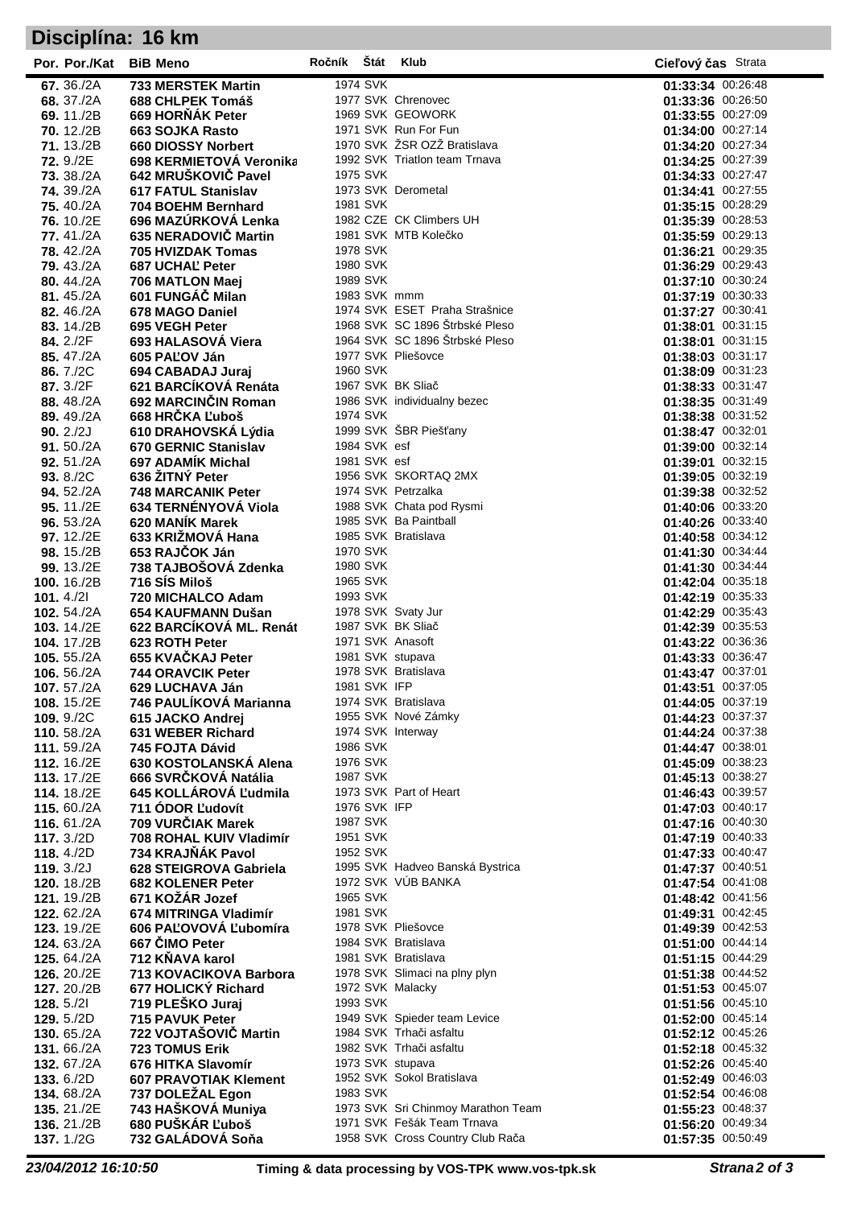# Disciplína: 16 km

| Por. | Por./Kat | BiB | Meno | Ročník | Štát | Klub | Cieľový čas | Strata |
|---|---|---|---|---|---|---|---|---|
| **67.** | 36./2A | **733** | **MERSTEK Martin** | 1974 | SVK | | **01:33:34** | 00:26:48 |
| **68.** | 37./2A | **688** | **CHLPEK Tomáš** | 1977 | SVK | Chrenovec | **01:33:36** | 00:26:50 |
| **69.** | 11./2B | **669** | **HORŇÁK Peter** | 1969 | SVK | GEOWORK | **01:33:55** | 00:27:09 |
| **70.** | 12./2B | **663** | **SOJKA Rasto** | 1971 | SVK | Run For Fun | **01:34:00** | 00:27:14 |
| **71.** | 13./2B | **660** | **DIOSSY Norbert** | 1970 | SVK | ŽSR OZŽ Bratislava | **01:34:20** | 00:27:34 |
| **72.** | 9./2E | **698** | **KERMIETOVÁ Veronika** | 1992 | SVK | Triatlon team Trnava | **01:34:25** | 00:27:39 |
| **73.** | 38./2A | **642** | **MRUŠKOVIČ Pavel** | 1975 | SVK | | **01:34:33** | 00:27:47 |
| **74.** | 39./2A | **617** | **FATUL Stanislav** | 1973 | SVK | Derometal | **01:34:41** | 00:27:55 |
| **75.** | 40./2A | **704** | **BOEHM Bernhard** | 1981 | SVK | | **01:35:15** | 00:28:29 |
| **76.** | 10./2E | **696** | **MAZÚRKOVÁ Lenka** | 1982 | CZE | CK Climbers UH | **01:35:39** | 00:28:53 |
| **77.** | 41./2A | **635** | **NERADOVIČ Martin** | 1981 | SVK | MTB Kolečko | **01:35:59** | 00:29:13 |
| **78.** | 42./2A | **705** | **HVIZDAK Tomas** | 1978 | SVK | | **01:36:21** | 00:29:35 |
| **79.** | 43./2A | **687** | **UCHAĽ Peter** | 1980 | SVK | | **01:36:29** | 00:29:43 |
| **80.** | 44./2A | **706** | **MATLON Maej** | 1989 | SVK | | **01:37:10** | 00:30:24 |
| **81.** | 45./2A | **601** | **FUNGÁČ Milan** | 1983 | SVK | mmm | **01:37:19** | 00:30:33 |
| **82.** | 46./2A | **678** | **MAGO Daniel** | 1974 | SVK | ESET Praha Strašnice | **01:37:27** | 00:30:41 |
| **83.** | 14./2B | **695** | **VEGH Peter** | 1968 | SVK | SC 1896 Štrbské Pleso | **01:38:01** | 00:31:15 |
| **84.** | 2./2F | **693** | **HALASOVÁ Viera** | 1964 | SVK | SC 1896 Štrbské Pleso | **01:38:01** | 00:31:15 |
| **85.** | 47./2A | **605** | **PAĽOV Ján** | 1977 | SVK | Pliešovce | **01:38:03** | 00:31:17 |
| **86.** | 7./2C | **694** | **CABADAJ Juraj** | 1960 | SVK | | **01:38:09** | 00:31:23 |
| **87.** | 3./2F | **621** | **BARCÍKOVÁ Renáta** | 1967 | SVK | BK Sliač | **01:38:33** | 00:31:47 |
| **88.** | 48./2A | **692** | **MARCINČIN Roman** | 1986 | SVK | individualny bezec | **01:38:35** | 00:31:49 |
| **89.** | 49./2A | **668** | **HRČKA Ľuboš** | 1974 | SVK | | **01:38:38** | 00:31:52 |
| **90.** | 2./2J | **610** | **DRAHOVSKÁ Lýdia** | 1999 | SVK | ŠBR Piešťany | **01:38:47** | 00:32:01 |
| **91.** | 50./2A | **670** | **GERNIC Stanislav** | 1984 | SVK | esf | **01:39:00** | 00:32:14 |
| **92.** | 51./2A | **697** | **ADAMÍK Michal** | 1981 | SVK | esf | **01:39:01** | 00:32:15 |
| **93.** | 8./2C | **636** | **ŽITNÝ Peter** | 1956 | SVK | SKORTAQ 2MX | **01:39:05** | 00:32:19 |
| **94.** | 52./2A | **748** | **MARCANIK Peter** | 1974 | SVK | Petrzalka | **01:39:38** | 00:32:52 |
| **95.** | 11./2E | **634** | **TERNÉNYOVÁ Viola** | 1988 | SVK | Chata pod Rysmi | **01:40:06** | 00:33:20 |
| **96.** | 53./2A | **620** | **MANÍK Marek** | 1985 | SVK | Ba Paintball | **01:40:26** | 00:33:40 |
| **97.** | 12./2E | **633** | **KRIŽMOVÁ Hana** | 1985 | SVK | Bratislava | **01:40:58** | 00:34:12 |
| **98.** | 15./2B | **653** | **RAJČOK Ján** | 1970 | SVK | | **01:41:30** | 00:34:44 |
| **99.** | 13./2E | **738** | **TAJBOŠOVÁ Zdenka** | 1980 | SVK | | **01:41:30** | 00:34:44 |
| **100.** | 16./2B | **716** | **SÍS Miloš** | 1965 | SVK | | **01:42:04** | 00:35:18 |
| **101.** | 4./2I | **720** | **MICHALCO Adam** | 1993 | SVK | | **01:42:19** | 00:35:33 |
| **102.** | 54./2A | **654** | **KAUFMANN Dušan** | 1978 | SVK | Svaty Jur | **01:42:29** | 00:35:43 |
| **103.** | 14./2E | **622** | **BARCÍKOVÁ ML. Renát** | 1987 | SVK | BK Sliač | **01:42:39** | 00:35:53 |
| **104.** | 17./2B | **623** | **ROTH Peter** | 1971 | SVK | Anasoft | **01:43:22** | 00:36:36 |
| **105.** | 55./2A | **655** | **KVAČKAJ Peter** | 1981 | SVK | stupava | **01:43:33** | 00:36:47 |
| **106.** | 56./2A | **744** | **ORAVCIK Peter** | 1978 | SVK | Bratislava | **01:43:47** | 00:37:01 |
| **107.** | 57./2A | **629** | **LUCHAVA Ján** | 1981 | SVK | IFP | **01:43:51** | 00:37:05 |
| **108.** | 15./2E | **746** | **PAULÍKOVÁ Marianna** | 1974 | SVK | Bratislava | **01:44:05** | 00:37:19 |
| **109.** | 9./2C | **615** | **JACKO Andrej** | 1955 | SVK | Nové Zámky | **01:44:23** | 00:37:37 |
| **110.** | 58./2A | **631** | **WEBER Richard** | 1974 | SVK | Interway | **01:44:24** | 00:37:38 |
| **111.** | 59./2A | **745** | **FOJTA Dávid** | 1986 | SVK | | **01:44:47** | 00:38:01 |
| **112.** | 16./2E | **630** | **KOSTOLANSKÁ Alena** | 1976 | SVK | | **01:45:09** | 00:38:23 |
| **113.** | 17./2E | **666** | **SVRČKOVÁ Natália** | 1987 | SVK | | **01:45:13** | 00:38:27 |
| **114.** | 18./2E | **645** | **KOLLÁROVÁ Ľudmila** | 1973 | SVK | Part of Heart | **01:46:43** | 00:39:57 |
| **115.** | 60./2A | **711** | **ÓDOR Ľudovít** | 1976 | SVK | IFP | **01:47:03** | 00:40:17 |
| **116.** | 61./2A | **709** | **VURČIAK Marek** | 1987 | SVK | | **01:47:16** | 00:40:30 |
| **117.** | 3./2D | **708** | **ROHAL KUIV Vladimír** | 1951 | SVK | | **01:47:19** | 00:40:33 |
| **118.** | 4./2D | **734** | **KRAJŇÁK Pavol** | 1952 | SVK | | **01:47:33** | 00:40:47 |
| **119.** | 3./2J | **628** | **STEIGROVA Gabriela** | 1995 | SVK | Hadveo Banská Bystrica | **01:47:37** | 00:40:51 |
| **120.** | 18./2B | **682** | **KOLENER Peter** | 1972 | SVK | VÚB BANKA | **01:47:54** | 00:41:08 |
| **121.** | 19./2B | **671** | **KOŽÁR Jozef** | 1965 | SVK | | **01:48:42** | 00:41:56 |
| **122.** | 62./2A | **674** | **MITRINGA Vladimír** | 1981 | SVK | | **01:49:31** | 00:42:45 |
| **123.** | 19./2E | **606** | **PAĽOVOVÁ Ľubomíra** | 1978 | SVK | Pliešovce | **01:49:39** | 00:42:53 |
| **124.** | 63./2A | **667** | **ČIMO Peter** | 1984 | SVK | Bratislava | **01:51:00** | 00:44:14 |
| **125.** | 64./2A | **712** | **KŇAVA karol** | 1981 | SVK | Bratislava | **01:51:15** | 00:44:29 |
| **126.** | 20./2E | **713** | **KOVACIKOVA Barbora** | 1978 | SVK | Slimaci na plny plyn | **01:51:38** | 00:44:52 |
| **127.** | 20./2B | **677** | **HOLICKÝ Richard** | 1972 | SVK | Malacky | **01:51:53** | 00:45:07 |
| **128.** | 5./2I | **719** | **PLEŠKO Juraj** | 1993 | SVK | | **01:51:56** | 00:45:10 |
| **129.** | 5./2D | **715** | **PAVUK Peter** | 1949 | SVK | Spieder team Levice | **01:52:00** | 00:45:14 |
| **130.** | 65./2A | **722** | **VOJTAŠOVIČ Martin** | 1984 | SVK | Trhači asfaltu | **01:52:12** | 00:45:26 |
| **131.** | 66./2A | **723** | **TOMUS Erik** | 1982 | SVK | Trhači asfaltu | **01:52:18** | 00:45:32 |
| **132.** | 67./2A | **676** | **HITKA Slavomír** | 1973 | SVK | stupava | **01:52:26** | 00:45:40 |
| **133.** | 6./2D | **607** | **PRAVOTIAK Klement** | 1952 | SVK | Sokol Bratislava | **01:52:49** | 00:46:03 |
| **134.** | 68./2A | **737** | **DOLEŽAL Egon** | 1983 | SVK | | **01:52:54** | 00:46:08 |
| **135.** | 21./2E | **743** | **HAŠKOVÁ Muniya** | 1973 | SVK | Sri Chinmoy Marathon Team | **01:55:23** | 00:48:37 |
| **136.** | 21./2B | **680** | **PUŠKÁR Ľuboš** | 1971 | SVK | Fešák Team Trnava | **01:56:20** | 00:49:34 |
| **137.** | 1./2G | **732** | **GALÁDOVÁ Soňa** | 1958 | SVK | Cross Country Club Rača | **01:57:35** | 00:50:49 |

*23/04/2012 16:10:50* **Timing & data processing by VOS-TPK www.vos-tpk.sk**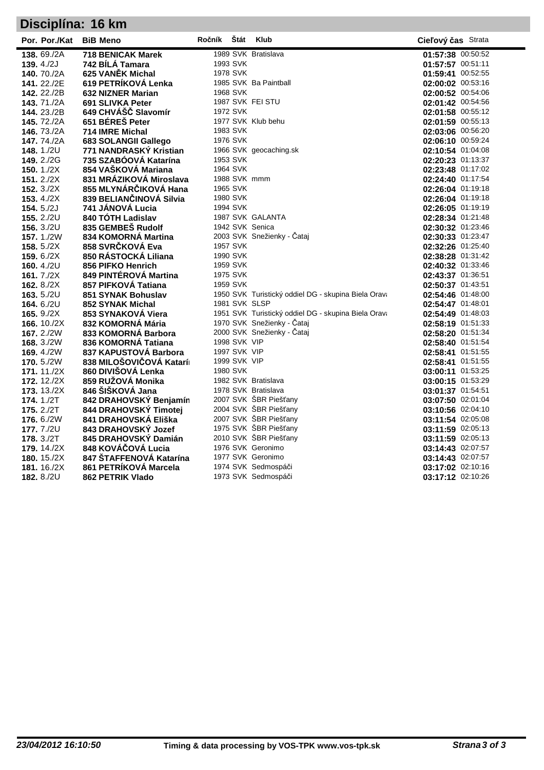## Disciplína: 16 km

| Por. | Por./Kat | BiB | Meno | Ročník | Štát | Klub | Cieľový čas | Strata |
|---|---|---|---|---|---|---|---|---|
| **138.** | 69./2A | **718** | **BENICAK Marek** | 1989 | SVK | Bratislava | **01:57:38** | 00:50:52 |
| **139.** | 4./2J | **742** | **BÍLÁ Tamara** | 1993 | SVK | | **01:57:57** | 00:51:11 |
| **140.** | 70./2A | **625** | **VANĚK Michal** | 1978 | SVK | | **01:59:41** | 00:52:55 |
| **141.** | 22./2E | **619** | **PETRÍKOVÁ Lenka** | 1985 | SVK | Ba Paintball | **02:00:02** | 00:53:16 |
| **142.** | 22./2B | **632** | **NIZNER Marian** | 1968 | SVK | | **02:00:52** | 00:54:06 |
| **143.** | 71./2A | **691** | **SLIVKA Peter** | 1987 | SVK | FEI STU | **02:01:42** | 00:54:56 |
| **144.** | 23./2B | **649** | **CHVÁŠČ Slavomír** | 1972 | SVK | | **02:01:58** | 00:55:12 |
| **145.** | 72./2A | **651** | **BÉREŠ Peter** | 1977 | SVK | Klub behu | **02:01:59** | 00:55:13 |
| **146.** | 73./2A | **714** | **IMRE Michal** | 1983 | SVK | | **02:03:06** | 00:56:20 |
| **147.** | 74./2A | **683** | **SOLANGII Gallego** | 1976 | SVK | | **02:06:10** | 00:59:24 |
| **148.** | 1./2U | **771** | **NANDRASKÝ Kristian** | 1966 | SVK | geocaching.sk | **02:10:54** | 01:04:08 |
| **149.** | 2./2G | **735** | **SZABÓOVÁ Katarína** | 1953 | SVK | | **02:20:23** | 01:13:37 |
| **150.** | 1./2X | **854** | **VAŠKOVÁ Mariana** | 1964 | SVK | | **02:23:48** | 01:17:02 |
| **151.** | 2./2X | **831** | **MRÁZIKOVÁ Miroslava** | 1988 | SVK | mmm | **02:24:40** | 01:17:54 |
| **152.** | 3./2X | **855** | **MLYNÁRČIKOVÁ Hana** | 1965 | SVK | | **02:26:04** | 01:19:18 |
| **153.** | 4./2X | **839** | **BELIANČINOVÁ Silvia** | 1980 | SVK | | **02:26:04** | 01:19:18 |
| **154.** | 5./2J | **741** | **JÁNOVÁ Lucia** | 1994 | SVK | | **02:26:05** | 01:19:19 |
| **155.** | 2./2U | **840** | **TÓTH Ladislav** | 1987 | SVK | GALANTA | **02:28:34** | 01:21:48 |
| **156.** | 3./2U | **835** | **GEMBEŠ Rudolf** | 1942 | SVK | Senica | **02:30:32** | 01:23:46 |
| **157.** | 1./2W | **834** | **KOMORNÁ Martina** | 2003 | SVK | Snežienky - Čataj | **02:30:33** | 01:23:47 |
| **158.** | 5./2X | **858** | **SVRČKOVÁ Eva** | 1957 | SVK | | **02:32:26** | 01:25:40 |
| **159.** | 6./2X | **850** | **RÁSTOCKÁ Liliana** | 1990 | SVK | | **02:38:28** | 01:31:42 |
| **160.** | 4./2U | **856** | **PIFKO Henrich** | 1959 | SVK | | **02:40:32** | 01:33:46 |
| **161.** | 7./2X | **849** | **PINTÉROVÁ Martina** | 1975 | SVK | | **02:43:37** | 01:36:51 |
| **162.** | 8./2X | **857** | **PIFKOVÁ Tatiana** | 1959 | SVK | | **02:50:37** | 01:43:51 |
| **163.** | 5./2U | **851** | **SYNAK Bohuslav** | 1950 | SVK | Turistický oddiel DG - skupina Biela Orava | **02:54:46** | 01:48:00 |
| **164.** | 6./2U | **852** | **SYNAK Michal** | 1981 | SVK | SLSP | **02:54:47** | 01:48:01 |
| **165.** | 9./2X | **853** | **SYNAKOVÁ Viera** | 1951 | SVK | Turistický oddiel DG - skupina Biela Orava | **02:54:49** | 01:48:03 |
| **166.** | 10./2X | **832** | **KOMORNÁ Mária** | 1970 | SVK | Snežienky - Čataj | **02:58:19** | 01:51:33 |
| **167.** | 2./2W | **833** | **KOMORNÁ Barbora** | 2000 | SVK | Snežienky - Čataj | **02:58:20** | 01:51:34 |
| **168.** | 3./2W | **836** | **KOMORNÁ Tatiana** | 1998 | SVK | VIP | **02:58:40** | 01:51:54 |
| **169.** | 4./2W | **837** | **KAPUSTOVÁ Barbora** | 1997 | SVK | VIP | **02:58:41** | 01:51:55 |
| **170.** | 5./2W | **838** | **MILOŠOVIČOVÁ Katarína** | 1999 | SVK | VIP | **02:58:41** | 01:51:55 |
| **171.** | 11./2X | **860** | **DIVIŠOVÁ Lenka** | 1980 | SVK | | **03:00:11** | 01:53:25 |
| **172.** | 12./2X | **859** | **RUŽOVÁ Monika** | 1982 | SVK | Bratislava | **03:00:15** | 01:53:29 |
| **173.** | 13./2X | **846** | **ŠIŠKOVÁ Jana** | 1978 | SVK | Bratislava | **03:01:37** | 01:54:51 |
| **174.** | 1./2T | **842** | **DRAHOVSKÝ Benjamín** | 2007 | SVK | ŠBR Piešťany | **03:07:50** | 02:01:04 |
| **175.** | 2./2T | **844** | **DRAHOVSKÝ Timotej** | 2004 | SVK | ŠBR Piešťany | **03:10:56** | 02:04:10 |
| **176.** | 6./2W | **841** | **DRAHOVSKÁ Eliška** | 2007 | SVK | ŠBR Piešťany | **03:11:54** | 02:05:08 |
| **177.** | 7./2U | **843** | **DRAHOVSKÝ Jozef** | 1975 | SVK | ŠBR Piešťany | **03:11:59** | 02:05:13 |
| **178.** | 3./2T | **845** | **DRAHOVSKÝ Damián** | 2010 | SVK | ŠBR Piešťany | **03:11:59** | 02:05:13 |
| **179.** | 14./2X | **848** | **KOVÁČOVÁ Lucia** | 1976 | SVK | Geronimo | **03:14:43** | 02:07:57 |
| **180.** | 15./2X | **847** | **ŠTAFFENOVÁ Katarína** | 1977 | SVK | Geronimo | **03:14:43** | 02:07:57 |
| **181.** | 16./2X | **861** | **PETRÍKOVÁ Marcela** | 1974 | SVK | Sedmospáči | **03:17:02** | 02:10:16 |
| **182.** | 8./2U | **862** | **PETRIK Vlado** | 1973 | SVK | Sedmospáči | **03:17:12** | 02:10:26 |

*23/04/2012 16:10:50* **Timing & data processing by VOS-TPK www.vos-tpk.sk**